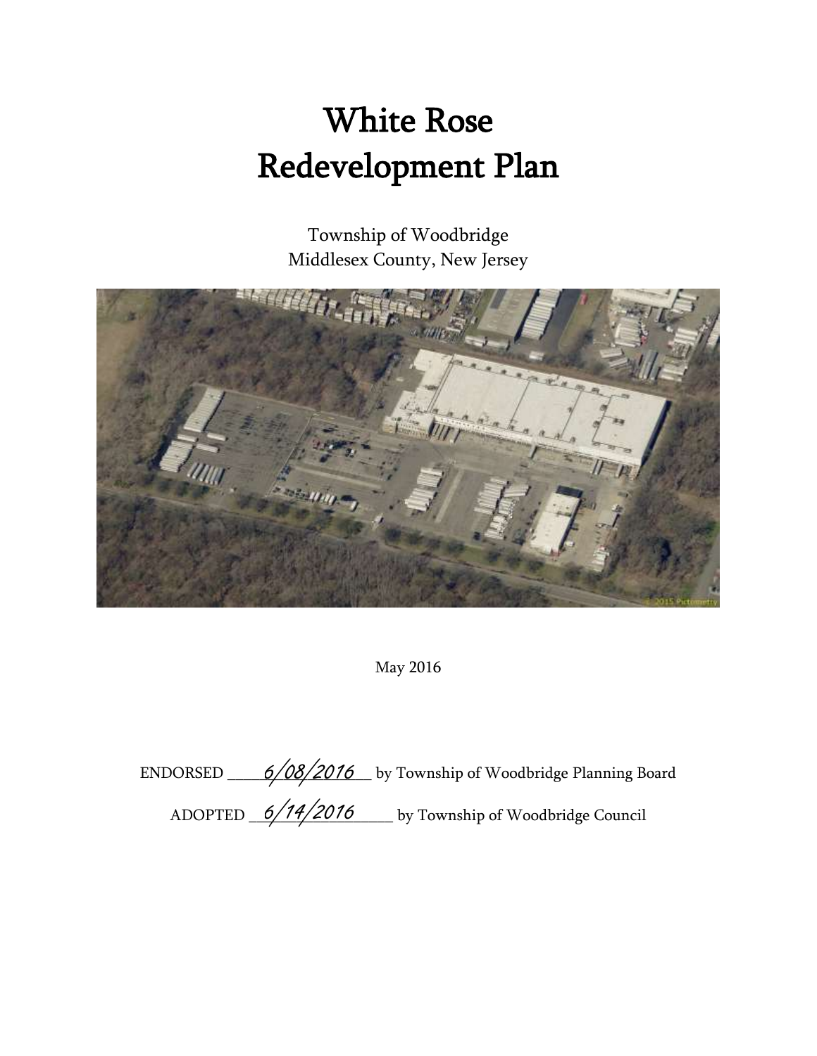# White Rose
# Redevelopment Plan

Township of Woodbridge
Middlesex County, New Jersey

May 2016

ENDORSED ____6/08/2016___ by Township of Woodbridge Planning Board

ADOPTED __6/14/2016_____ by Township of Woodbridge Council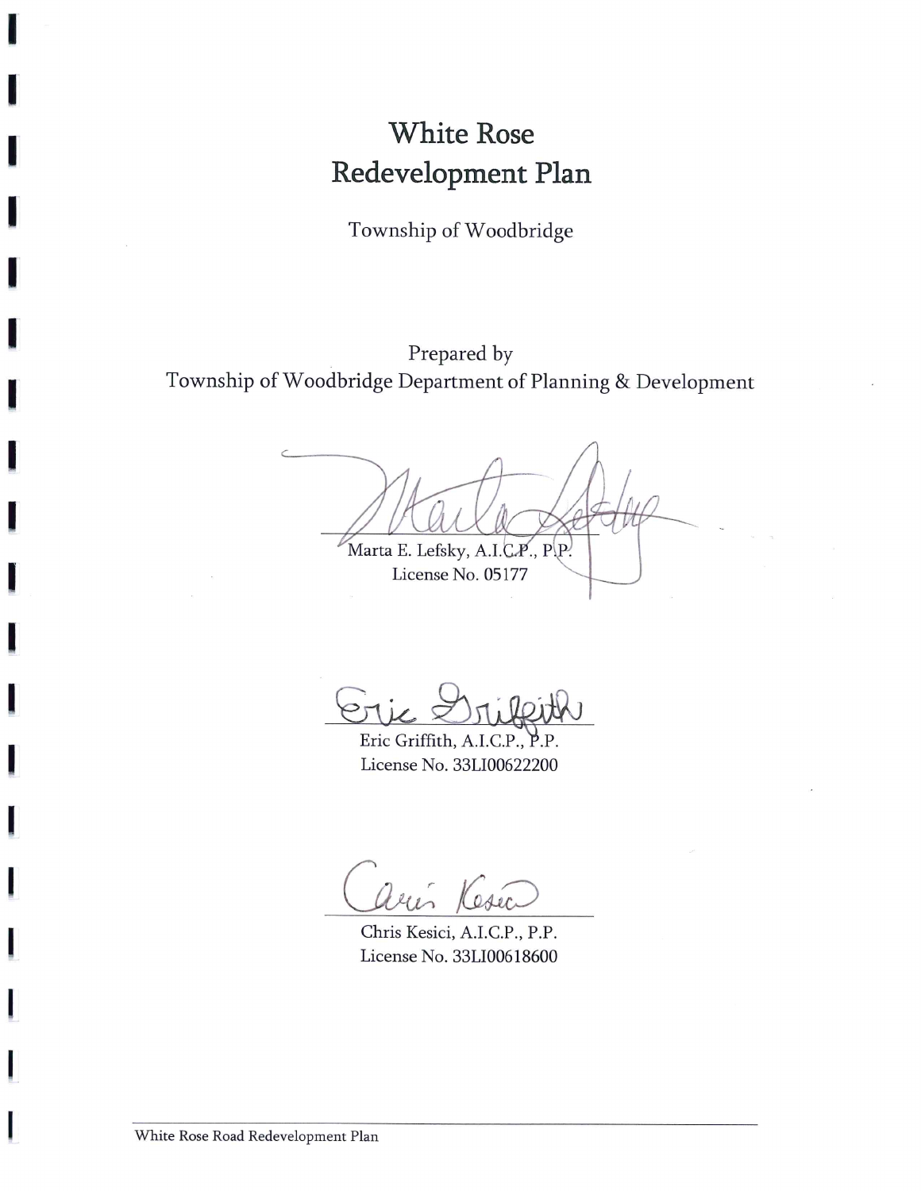# White Rose Redevelopment Plan

Township of Woodbridge

Prepared by
Township of Woodbridge Department of Planning & Development

Marta E. Lefsky, A.I.C.P., P.P.
License No. 05177

Eric Griffith, A.I.C.P., P.P.
License No. 33LI00622200

Chris Kesici, A.I.C.P., P.P.
License No. 33LI00618600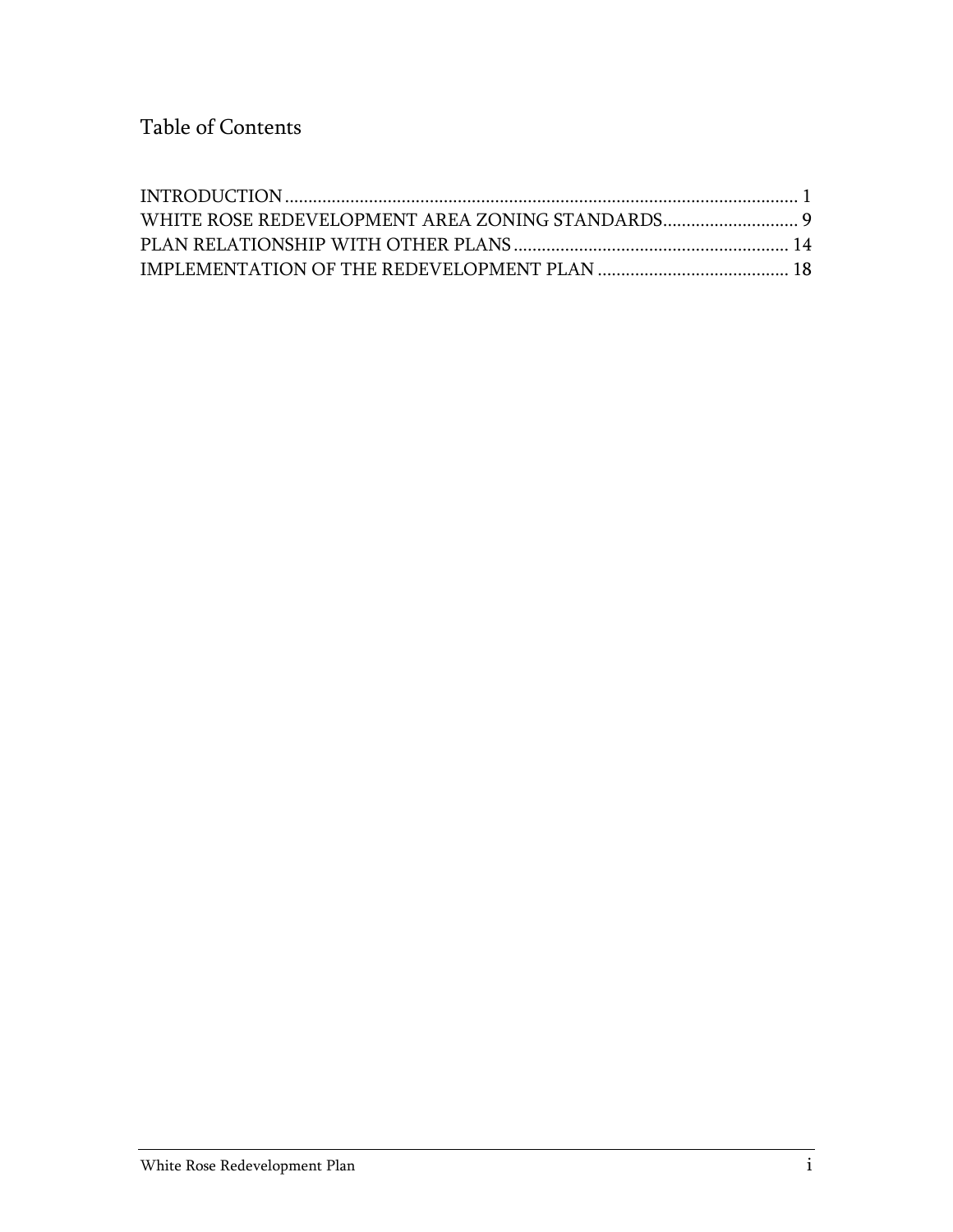# Table of Contents

INTRODUCTION .......................................................................................................... 1
WHITE ROSE REDEVELOPMENT AREA ZONING STANDARDS............................. 9
PLAN RELATIONSHIP WITH OTHER PLANS ........................................................... 14
IMPLEMENTATION OF THE REDEVELOPMENT PLAN ......................................... 18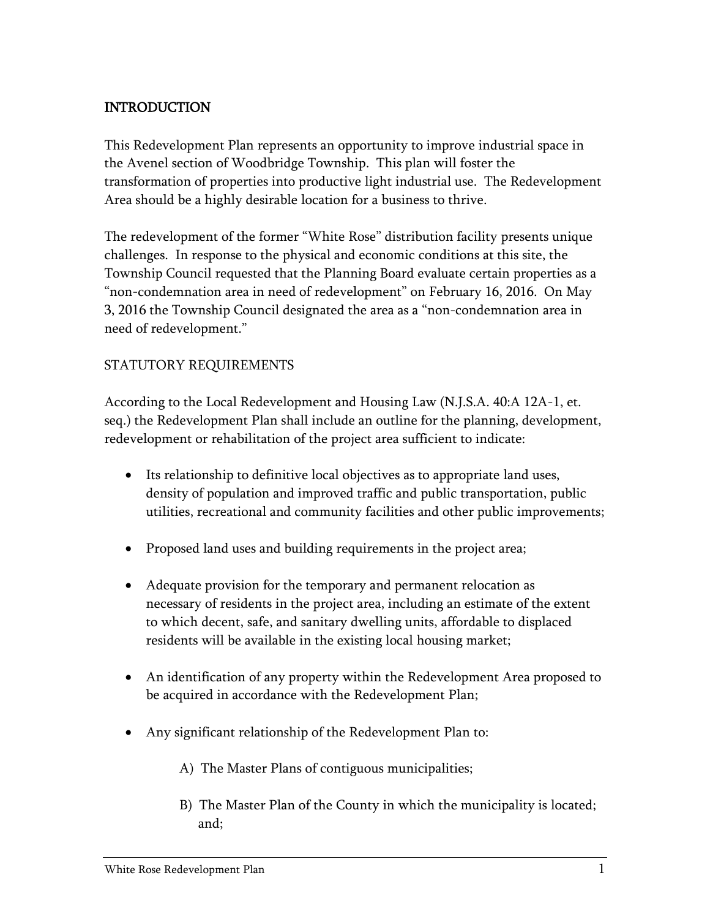## INTRODUCTION

This Redevelopment Plan represents an opportunity to improve industrial space in the Avenel section of Woodbridge Township. This plan will foster the transformation of properties into productive light industrial use. The Redevelopment Area should be a highly desirable location for a business to thrive.

The redevelopment of the former "White Rose" distribution facility presents unique challenges. In response to the physical and economic conditions at this site, the Township Council requested that the Planning Board evaluate certain properties as a "non-condemnation area in need of redevelopment" on February 16, 2016. On May 3, 2016 the Township Council designated the area as a "non-condemnation area in need of redevelopment."

### STATUTORY REQUIREMENTS

According to the Local Redevelopment and Housing Law (N.J.S.A. 40:A 12A-1, et. seq.) the Redevelopment Plan shall include an outline for the planning, development, redevelopment or rehabilitation of the project area sufficient to indicate:

- Its relationship to definitive local objectives as to appropriate land uses, density of population and improved traffic and public transportation, public utilities, recreational and community facilities and other public improvements;

- Proposed land uses and building requirements in the project area;

- Adequate provision for the temporary and permanent relocation as necessary of residents in the project area, including an estimate of the extent to which decent, safe, and sanitary dwelling units, affordable to displaced residents will be available in the existing local housing market;

- An identification of any property within the Redevelopment Area proposed to be acquired in accordance with the Redevelopment Plan;

- Any significant relationship of the Redevelopment Plan to:

  A) The Master Plans of contiguous municipalities;

  B) The Master Plan of the County in which the municipality is located; and;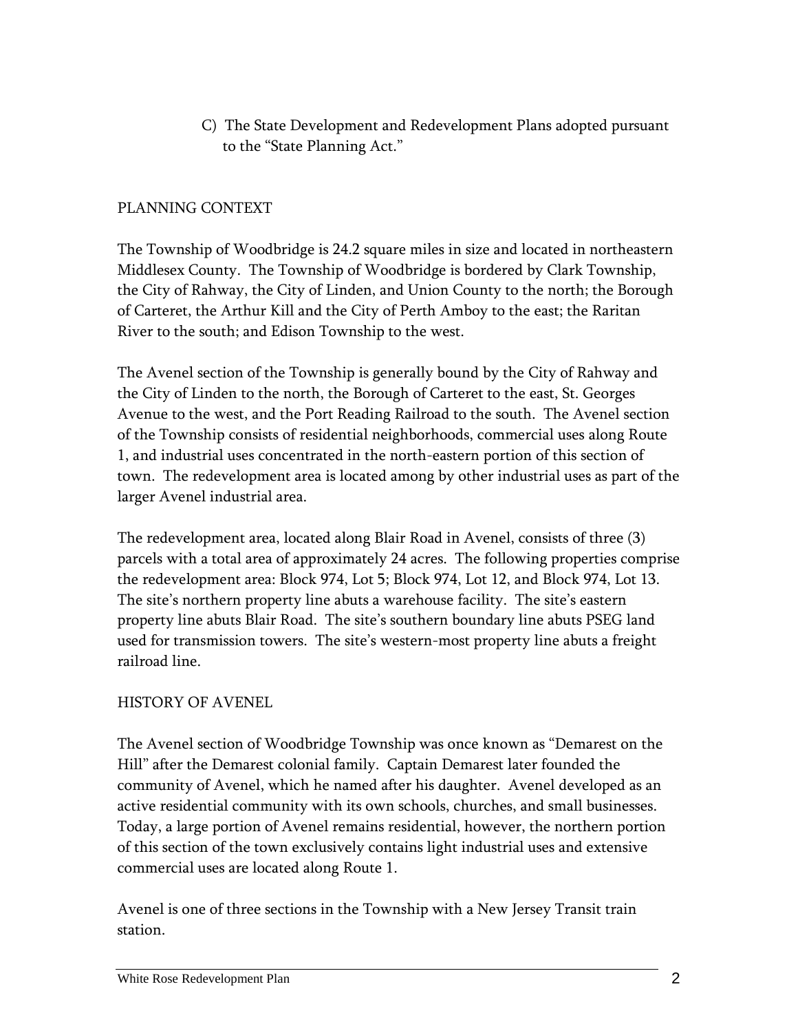C) The State Development and Redevelopment Plans adopted pursuant to the “State Planning Act.”

## PLANNING CONTEXT

The Township of Woodbridge is 24.2 square miles in size and located in northeastern Middlesex County. The Township of Woodbridge is bordered by Clark Township, the City of Rahway, the City of Linden, and Union County to the north; the Borough of Carteret, the Arthur Kill and the City of Perth Amboy to the east; the Raritan River to the south; and Edison Township to the west.

The Avenel section of the Township is generally bound by the City of Rahway and the City of Linden to the north, the Borough of Carteret to the east, St. Georges Avenue to the west, and the Port Reading Railroad to the south. The Avenel section of the Township consists of residential neighborhoods, commercial uses along Route 1, and industrial uses concentrated in the north-eastern portion of this section of town. The redevelopment area is located among by other industrial uses as part of the larger Avenel industrial area.

The redevelopment area, located along Blair Road in Avenel, consists of three (3) parcels with a total area of approximately 24 acres. The following properties comprise the redevelopment area: Block 974, Lot 5; Block 974, Lot 12, and Block 974, Lot 13. The site’s northern property line abuts a warehouse facility. The site’s eastern property line abuts Blair Road. The site’s southern boundary line abuts PSEG land used for transmission towers. The site’s western-most property line abuts a freight railroad line.

## HISTORY OF AVENEL

The Avenel section of Woodbridge Township was once known as “Demarest on the Hill” after the Demarest colonial family. Captain Demarest later founded the community of Avenel, which he named after his daughter. Avenel developed as an active residential community with its own schools, churches, and small businesses. Today, a large portion of Avenel remains residential, however, the northern portion of this section of the town exclusively contains light industrial uses and extensive commercial uses are located along Route 1.

Avenel is one of three sections in the Township with a New Jersey Transit train station.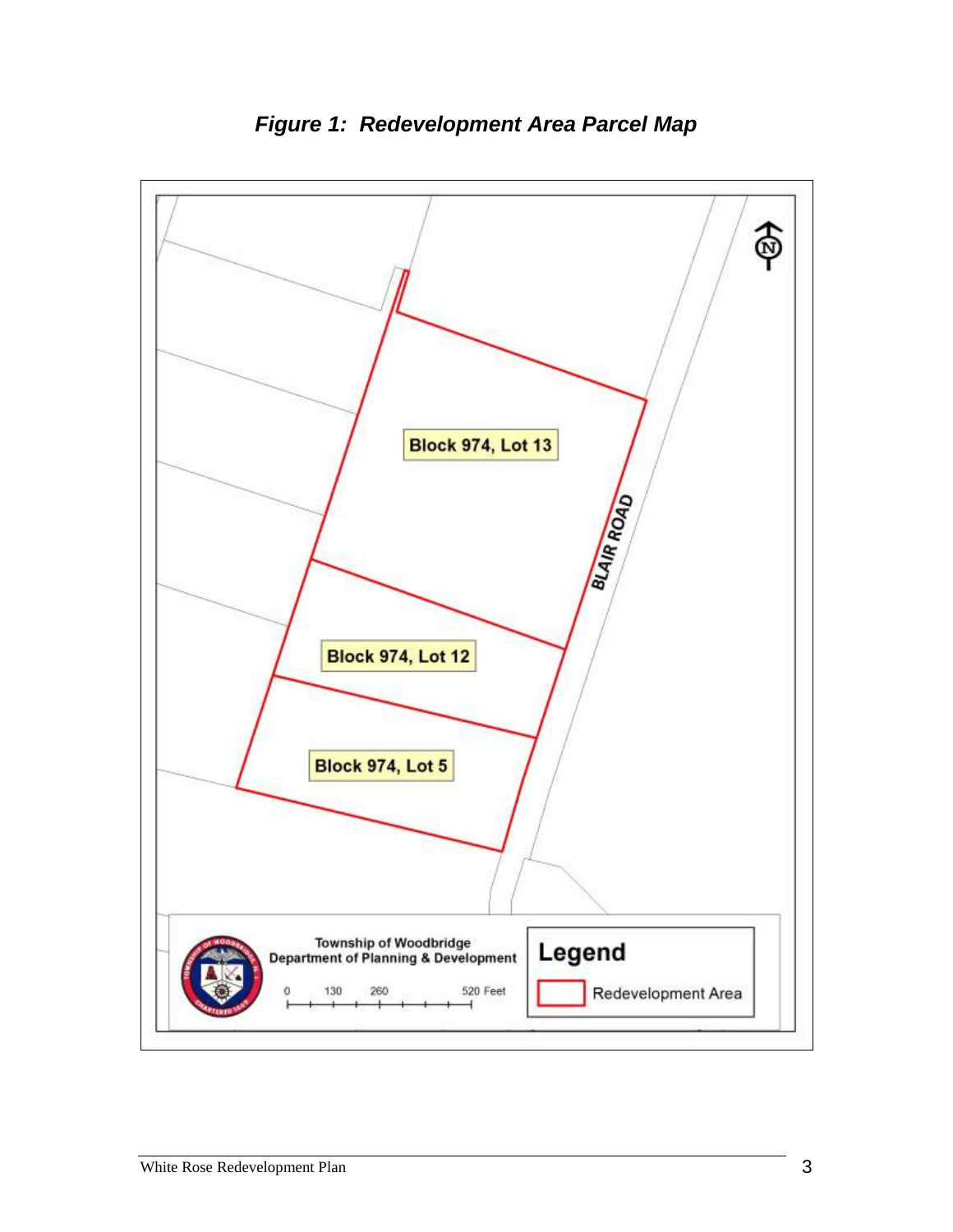***Figure 1: Redevelopment Area Parcel Map***

Block 974, Lot 13

Block 974, Lot 12

Block 974, Lot 5

BLAIR ROAD

Township of Woodbridge
Department of Planning & Development

0 130 260 520 Feet

**Legend**

Redevelopment Area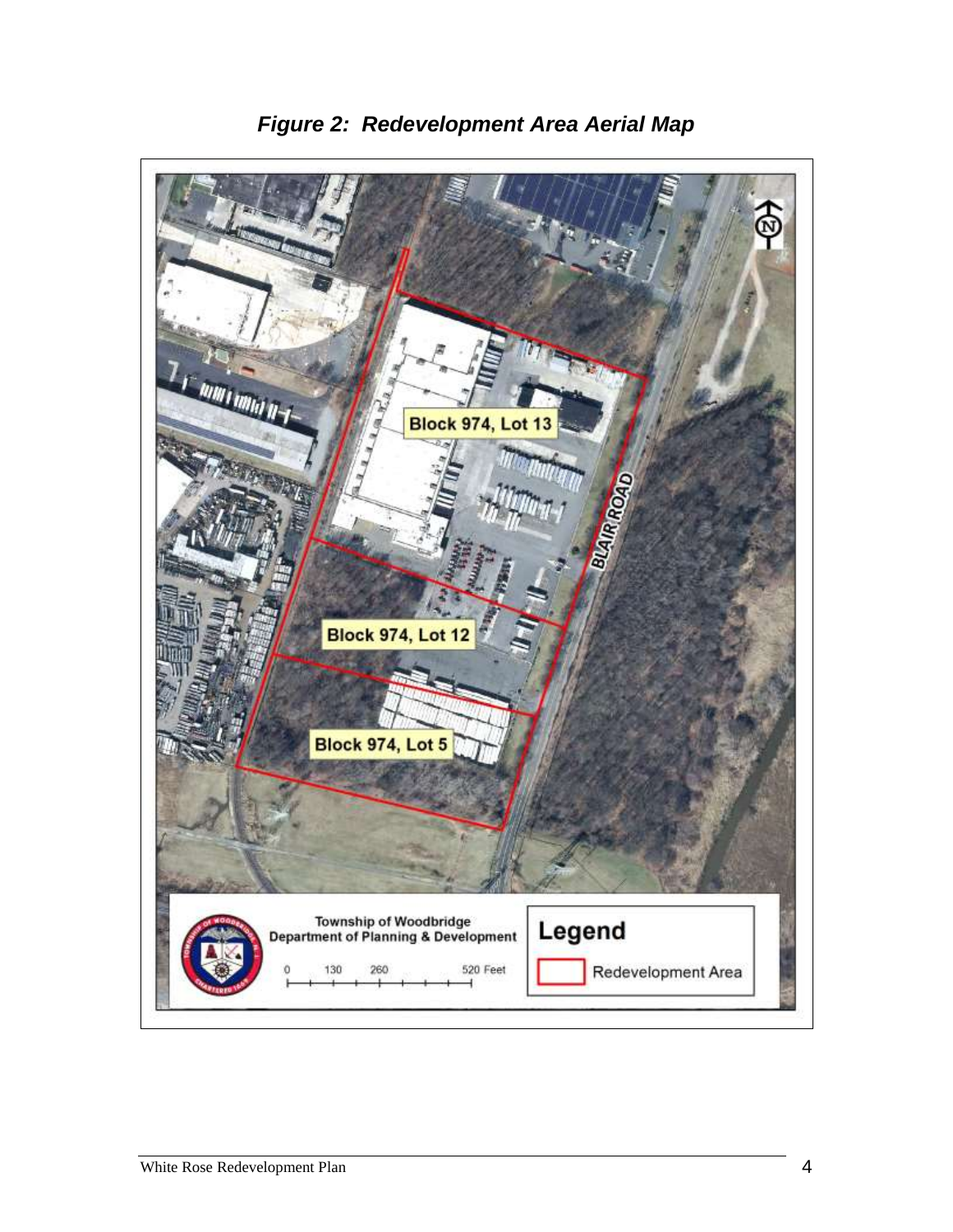*Figure 2: Redevelopment Area Aerial Map*

Block 974, Lot 13

Block 974, Lot 12

Block 974, Lot 5

BLAIR ROAD

Township of Woodbridge
Department of Planning & Development

0 130 260 520 Feet

**Legend**

Redevelopment Area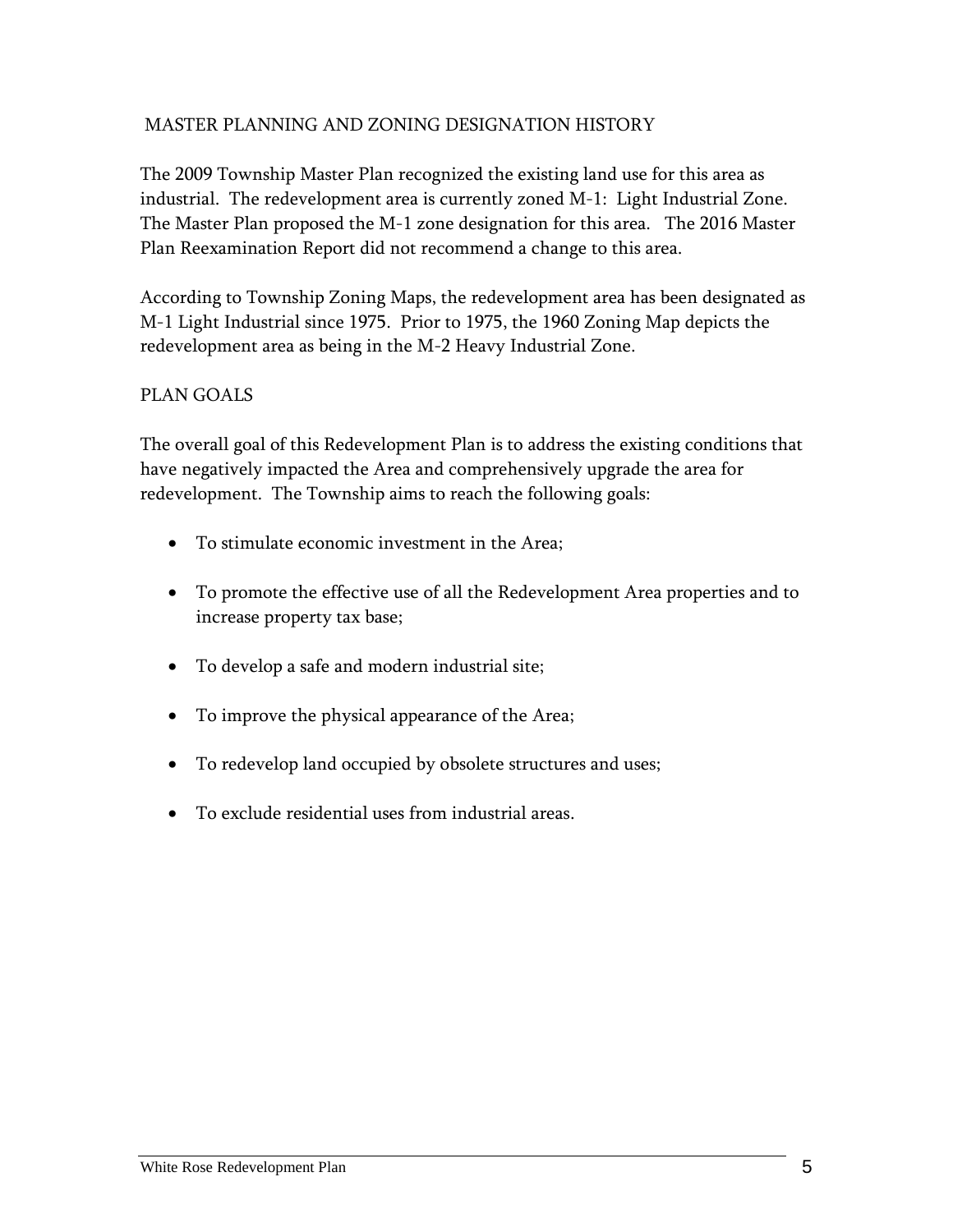## MASTER PLANNING AND ZONING DESIGNATION HISTORY

The 2009 Township Master Plan recognized the existing land use for this area as industrial. The redevelopment area is currently zoned M-1: Light Industrial Zone. The Master Plan proposed the M-1 zone designation for this area. The 2016 Master Plan Reexamination Report did not recommend a change to this area.

According to Township Zoning Maps, the redevelopment area has been designated as M-1 Light Industrial since 1975. Prior to 1975, the 1960 Zoning Map depicts the redevelopment area as being in the M-2 Heavy Industrial Zone.

## PLAN GOALS

The overall goal of this Redevelopment Plan is to address the existing conditions that have negatively impacted the Area and comprehensively upgrade the area for redevelopment. The Township aims to reach the following goals:

- To stimulate economic investment in the Area;
- To promote the effective use of all the Redevelopment Area properties and to increase property tax base;
- To develop a safe and modern industrial site;
- To improve the physical appearance of the Area;
- To redevelop land occupied by obsolete structures and uses;
- To exclude residential uses from industrial areas.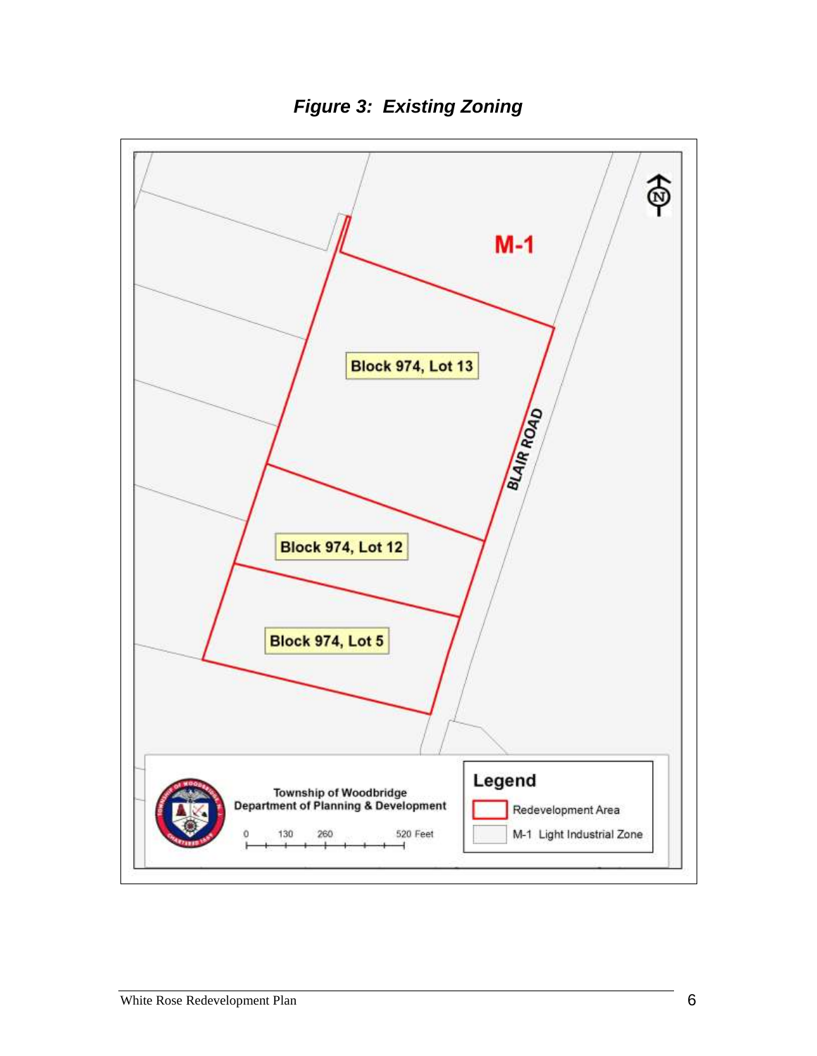***Figure 3: Existing Zoning***

M-1

Block 974, Lot 13

Block 974, Lot 12

Block 974, Lot 5

BLAIR ROAD

Township of Woodbridge
Department of Planning & Development

0 130 260 520 Feet

**Legend**

Redevelopment Area

M-1 Light Industrial Zone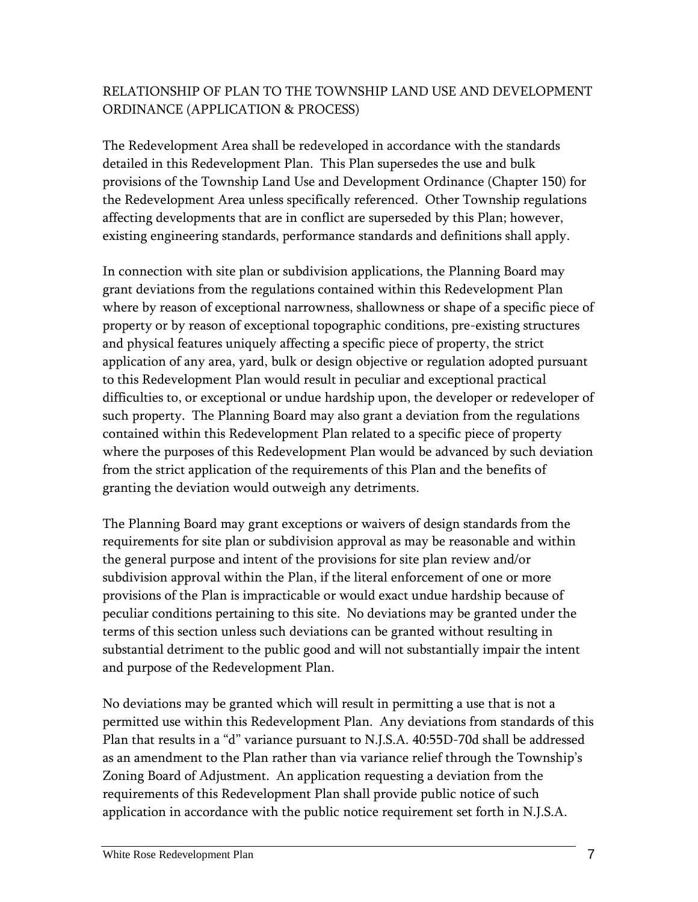## RELATIONSHIP OF PLAN TO THE TOWNSHIP LAND USE AND DEVELOPMENT ORDINANCE (APPLICATION & PROCESS)

The Redevelopment Area shall be redeveloped in accordance with the standards detailed in this Redevelopment Plan. This Plan supersedes the use and bulk provisions of the Township Land Use and Development Ordinance (Chapter 150) for the Redevelopment Area unless specifically referenced. Other Township regulations affecting developments that are in conflict are superseded by this Plan; however, existing engineering standards, performance standards and definitions shall apply.

In connection with site plan or subdivision applications, the Planning Board may grant deviations from the regulations contained within this Redevelopment Plan where by reason of exceptional narrowness, shallowness or shape of a specific piece of property or by reason of exceptional topographic conditions, pre-existing structures and physical features uniquely affecting a specific piece of property, the strict application of any area, yard, bulk or design objective or regulation adopted pursuant to this Redevelopment Plan would result in peculiar and exceptional practical difficulties to, or exceptional or undue hardship upon, the developer or redeveloper of such property. The Planning Board may also grant a deviation from the regulations contained within this Redevelopment Plan related to a specific piece of property where the purposes of this Redevelopment Plan would be advanced by such deviation from the strict application of the requirements of this Plan and the benefits of granting the deviation would outweigh any detriments.

The Planning Board may grant exceptions or waivers of design standards from the requirements for site plan or subdivision approval as may be reasonable and within the general purpose and intent of the provisions for site plan review and/or subdivision approval within the Plan, if the literal enforcement of one or more provisions of the Plan is impracticable or would exact undue hardship because of peculiar conditions pertaining to this site. No deviations may be granted under the terms of this section unless such deviations can be granted without resulting in substantial detriment to the public good and will not substantially impair the intent and purpose of the Redevelopment Plan.

No deviations may be granted which will result in permitting a use that is not a permitted use within this Redevelopment Plan. Any deviations from standards of this Plan that results in a "d" variance pursuant to N.J.S.A. 40:55D-70d shall be addressed as an amendment to the Plan rather than via variance relief through the Township's Zoning Board of Adjustment. An application requesting a deviation from the requirements of this Redevelopment Plan shall provide public notice of such application in accordance with the public notice requirement set forth in N.J.S.A.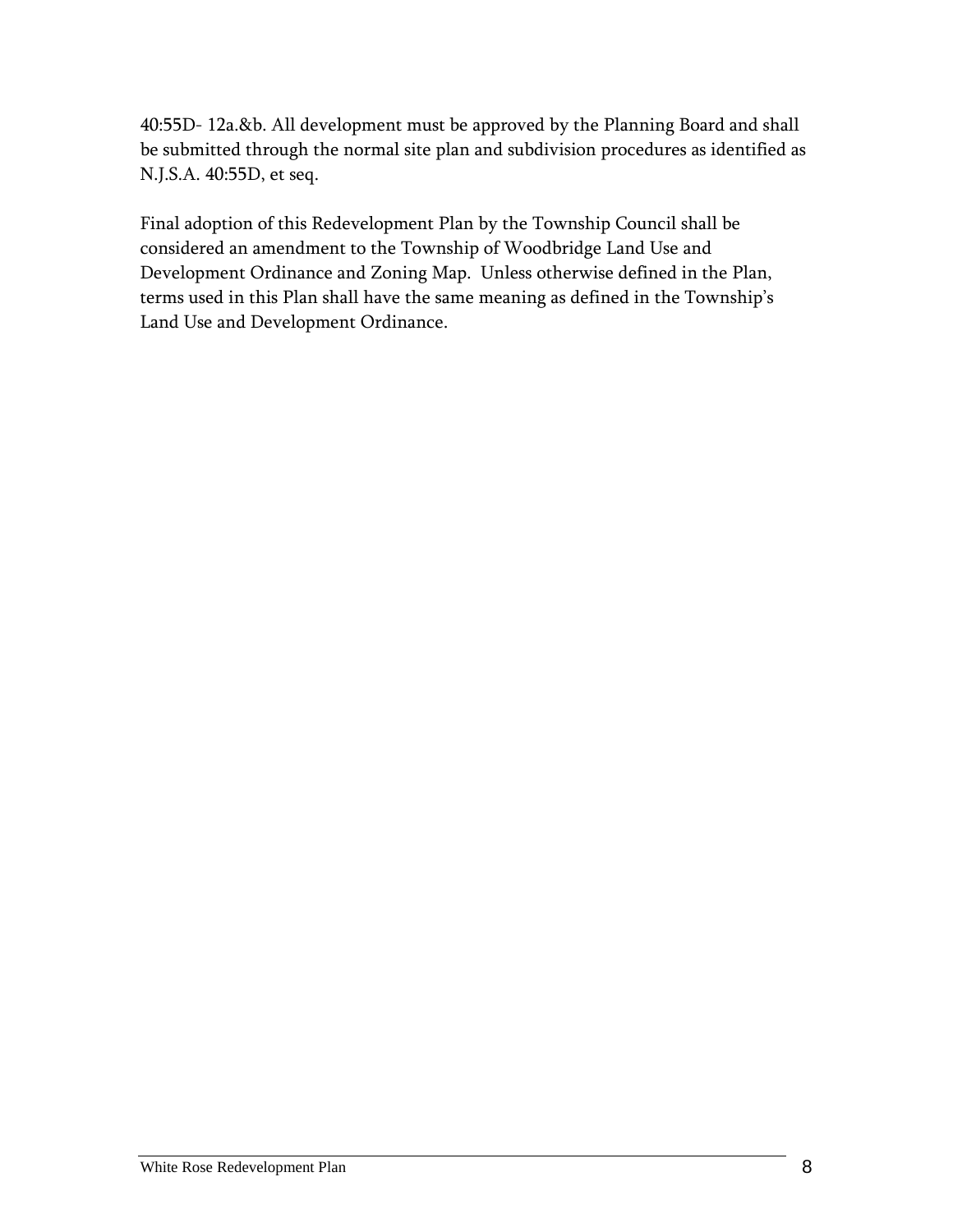40:55D- 12a.&b. All development must be approved by the Planning Board and shall be submitted through the normal site plan and subdivision procedures as identified as N.J.S.A. 40:55D, et seq.

Final adoption of this Redevelopment Plan by the Township Council shall be considered an amendment to the Township of Woodbridge Land Use and Development Ordinance and Zoning Map. Unless otherwise defined in the Plan, terms used in this Plan shall have the same meaning as defined in the Township's Land Use and Development Ordinance.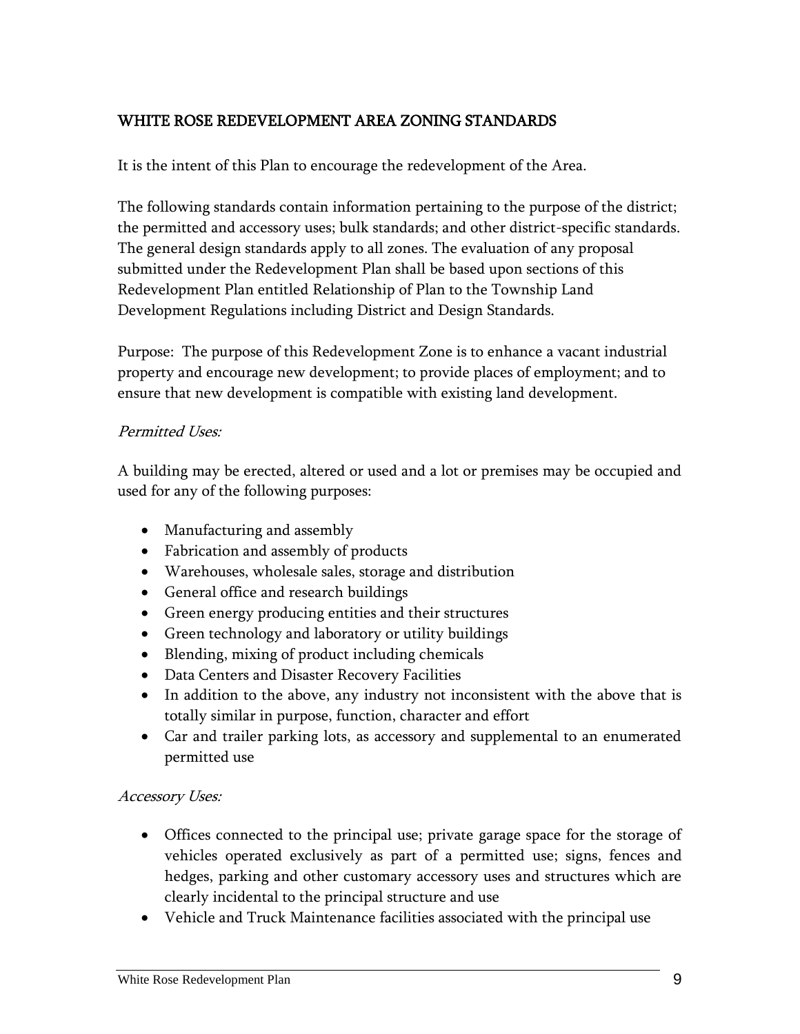## WHITE ROSE REDEVELOPMENT AREA ZONING STANDARDS

It is the intent of this Plan to encourage the redevelopment of the Area.

The following standards contain information pertaining to the purpose of the district; the permitted and accessory uses; bulk standards; and other district-specific standards. The general design standards apply to all zones. The evaluation of any proposal submitted under the Redevelopment Plan shall be based upon sections of this Redevelopment Plan entitled Relationship of Plan to the Township Land Development Regulations including District and Design Standards.

Purpose: The purpose of this Redevelopment Zone is to enhance a vacant industrial property and encourage new development; to provide places of employment; and to ensure that new development is compatible with existing land development.

*Permitted Uses:*

A building may be erected, altered or used and a lot or premises may be occupied and used for any of the following purposes:

- Manufacturing and assembly
- Fabrication and assembly of products
- Warehouses, wholesale sales, storage and distribution
- General office and research buildings
- Green energy producing entities and their structures
- Green technology and laboratory or utility buildings
- Blending, mixing of product including chemicals
- Data Centers and Disaster Recovery Facilities
- In addition to the above, any industry not inconsistent with the above that is totally similar in purpose, function, character and effort
- Car and trailer parking lots, as accessory and supplemental to an enumerated permitted use

*Accessory Uses:*

- Offices connected to the principal use; private garage space for the storage of vehicles operated exclusively as part of a permitted use; signs, fences and hedges, parking and other customary accessory uses and structures which are clearly incidental to the principal structure and use
- Vehicle and Truck Maintenance facilities associated with the principal use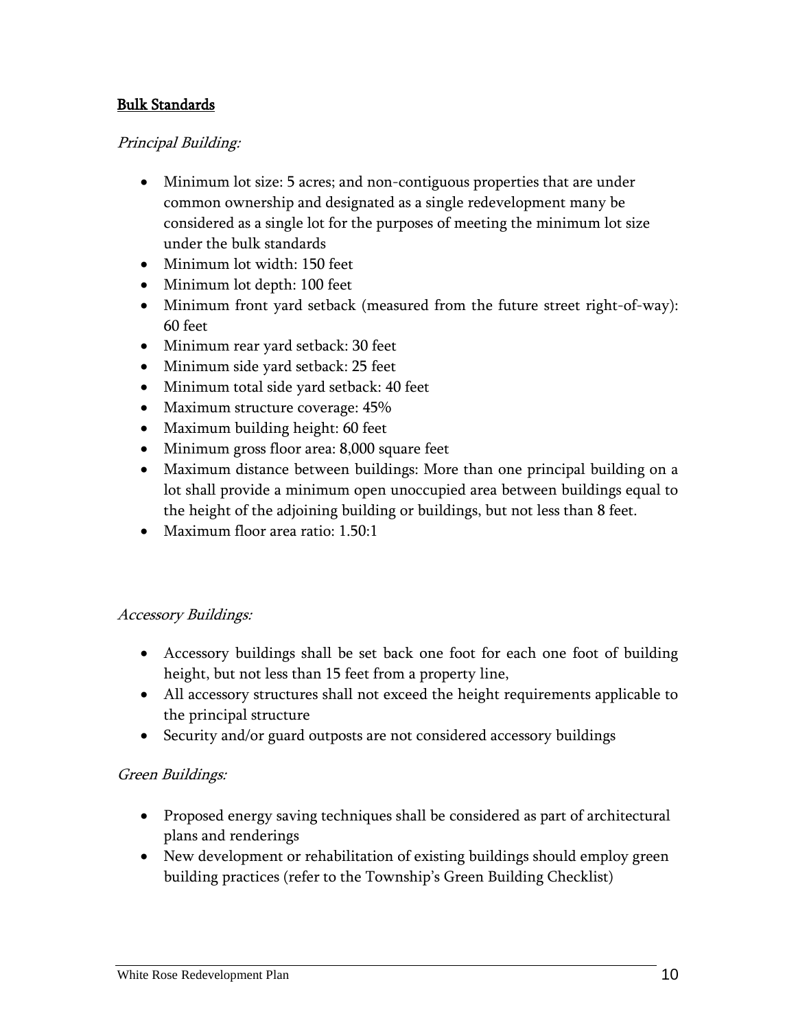**Bulk Standards**

*Principal Building:*

- Minimum lot size: 5 acres; and non-contiguous properties that are under common ownership and designated as a single redevelopment many be considered as a single lot for the purposes of meeting the minimum lot size under the bulk standards
- Minimum lot width: 150 feet
- Minimum lot depth: 100 feet
- Minimum front yard setback (measured from the future street right-of-way): 60 feet
- Minimum rear yard setback: 30 feet
- Minimum side yard setback: 25 feet
- Minimum total side yard setback: 40 feet
- Maximum structure coverage: 45%
- Maximum building height: 60 feet
- Minimum gross floor area: 8,000 square feet
- Maximum distance between buildings: More than one principal building on a lot shall provide a minimum open unoccupied area between buildings equal to the height of the adjoining building or buildings, but not less than 8 feet.
- Maximum floor area ratio: 1.50:1

*Accessory Buildings:*

- Accessory buildings shall be set back one foot for each one foot of building height, but not less than 15 feet from a property line,
- All accessory structures shall not exceed the height requirements applicable to the principal structure
- Security and/or guard outposts are not considered accessory buildings

*Green Buildings:*

- Proposed energy saving techniques shall be considered as part of architectural plans and renderings
- New development or rehabilitation of existing buildings should employ green building practices (refer to the Township's Green Building Checklist)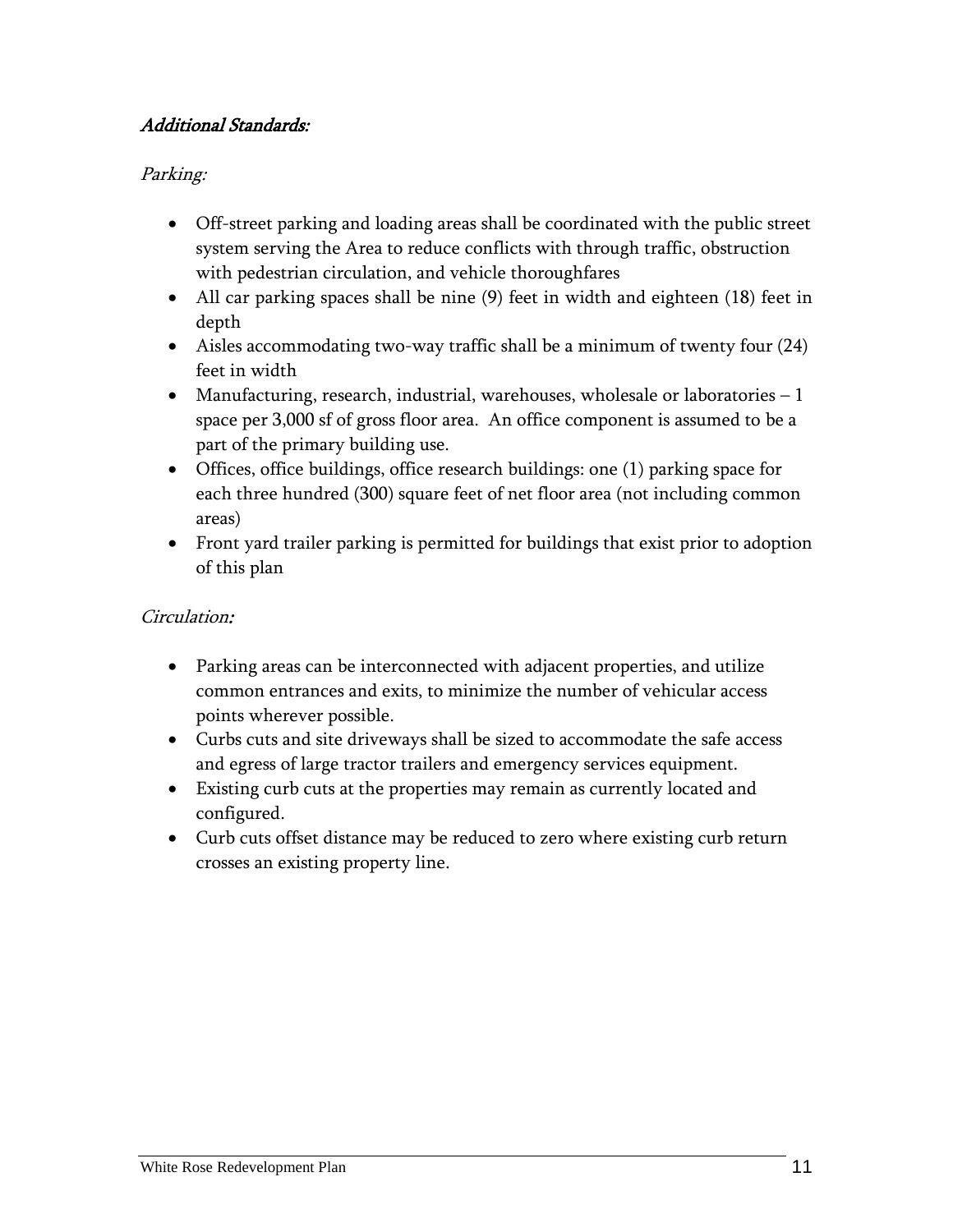### *Additional Standards:*

*Parking:*

- Off-street parking and loading areas shall be coordinated with the public street system serving the Area to reduce conflicts with through traffic, obstruction with pedestrian circulation, and vehicle thoroughfares
- All car parking spaces shall be nine (9) feet in width and eighteen (18) feet in depth
- Aisles accommodating two-way traffic shall be a minimum of twenty four (24) feet in width
- Manufacturing, research, industrial, warehouses, wholesale or laboratories – 1 space per 3,000 sf of gross floor area. An office component is assumed to be a part of the primary building use.
- Offices, office buildings, office research buildings: one (1) parking space for each three hundred (300) square feet of net floor area (not including common areas)
- Front yard trailer parking is permitted for buildings that exist prior to adoption of this plan

*Circulation:*

- Parking areas can be interconnected with adjacent properties, and utilize common entrances and exits, to minimize the number of vehicular access points wherever possible.
- Curbs cuts and site driveways shall be sized to accommodate the safe access and egress of large tractor trailers and emergency services equipment.
- Existing curb cuts at the properties may remain as currently located and configured.
- Curb cuts offset distance may be reduced to zero where existing curb return crosses an existing property line.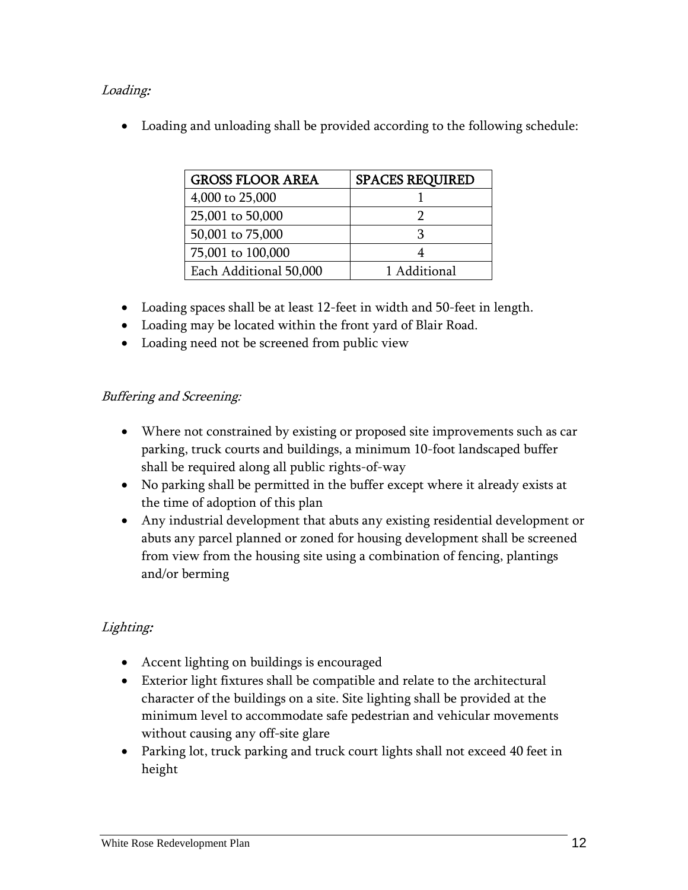*Loading:*

- Loading and unloading shall be provided according to the following schedule:

| GROSS FLOOR AREA | SPACES REQUIRED |
| --- | --- |
| 4,000 to 25,000 | 1 |
| 25,001 to 50,000 | 2 |
| 50,001 to 75,000 | 3 |
| 75,001 to 100,000 | 4 |
| Each Additional 50,000 | 1 Additional |

- Loading spaces shall be at least 12-feet in width and 50-feet in length.
- Loading may be located within the front yard of Blair Road.
- Loading need not be screened from public view

*Buffering and Screening:*

- Where not constrained by existing or proposed site improvements such as car parking, truck courts and buildings, a minimum 10-foot landscaped buffer shall be required along all public rights-of-way
- No parking shall be permitted in the buffer except where it already exists at the time of adoption of this plan
- Any industrial development that abuts any existing residential development or abuts any parcel planned or zoned for housing development shall be screened from view from the housing site using a combination of fencing, plantings and/or berming

*Lighting:*

- Accent lighting on buildings is encouraged
- Exterior light fixtures shall be compatible and relate to the architectural character of the buildings on a site. Site lighting shall be provided at the minimum level to accommodate safe pedestrian and vehicular movements without causing any off-site glare
- Parking lot, truck parking and truck court lights shall not exceed 40 feet in height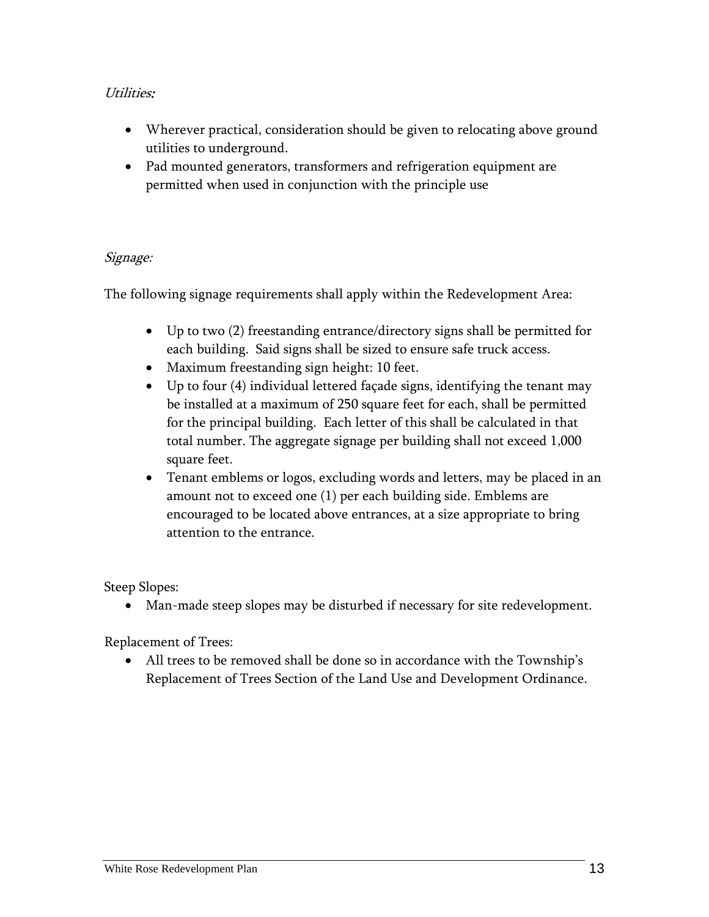*Utilities:*

- Wherever practical, consideration should be given to relocating above ground utilities to underground.
- Pad mounted generators, transformers and refrigeration equipment are permitted when used in conjunction with the principle use

*Signage:*

The following signage requirements shall apply within the Redevelopment Area:

- Up to two (2) freestanding entrance/directory signs shall be permitted for each building. Said signs shall be sized to ensure safe truck access.
- Maximum freestanding sign height: 10 feet.
- Up to four (4) individual lettered façade signs, identifying the tenant may be installed at a maximum of 250 square feet for each, shall be permitted for the principal building. Each letter of this shall be calculated in that total number. The aggregate signage per building shall not exceed 1,000 square feet.
- Tenant emblems or logos, excluding words and letters, may be placed in an amount not to exceed one (1) per each building side. Emblems are encouraged to be located above entrances, at a size appropriate to bring attention to the entrance.

Steep Slopes:

- Man-made steep slopes may be disturbed if necessary for site redevelopment.

Replacement of Trees:

- All trees to be removed shall be done so in accordance with the Township's Replacement of Trees Section of the Land Use and Development Ordinance.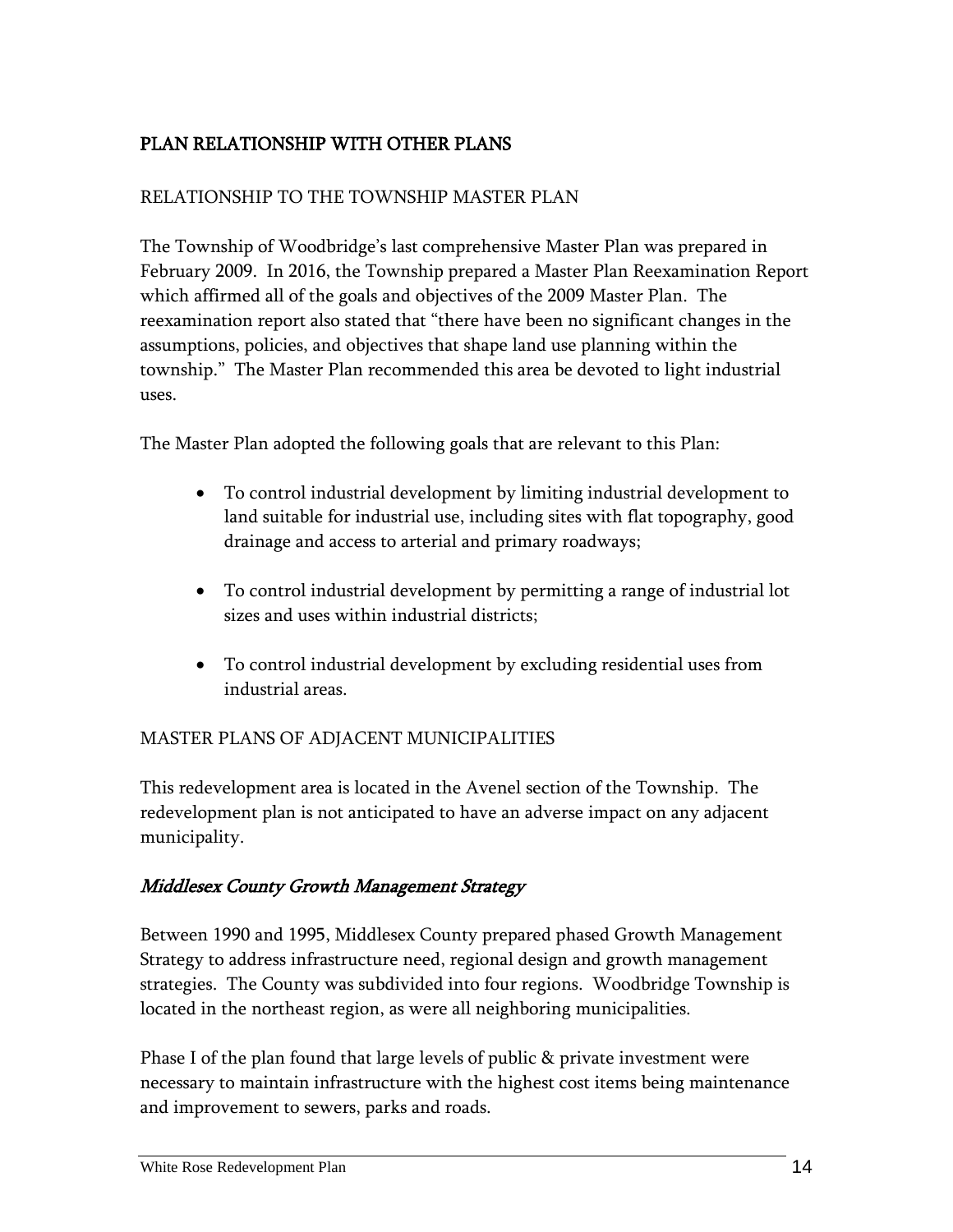## PLAN RELATIONSHIP WITH OTHER PLANS

### RELATIONSHIP TO THE TOWNSHIP MASTER PLAN

The Township of Woodbridge's last comprehensive Master Plan was prepared in February 2009. In 2016, the Township prepared a Master Plan Reexamination Report which affirmed all of the goals and objectives of the 2009 Master Plan. The reexamination report also stated that "there have been no significant changes in the assumptions, policies, and objectives that shape land use planning within the township." The Master Plan recommended this area be devoted to light industrial uses.

The Master Plan adopted the following goals that are relevant to this Plan:

- To control industrial development by limiting industrial development to land suitable for industrial use, including sites with flat topography, good drainage and access to arterial and primary roadways;
- To control industrial development by permitting a range of industrial lot sizes and uses within industrial districts;
- To control industrial development by excluding residential uses from industrial areas.

### MASTER PLANS OF ADJACENT MUNICIPALITIES

This redevelopment area is located in the Avenel section of the Township. The redevelopment plan is not anticipated to have an adverse impact on any adjacent municipality.

### *Middlesex County Growth Management Strategy*

Between 1990 and 1995, Middlesex County prepared phased Growth Management Strategy to address infrastructure need, regional design and growth management strategies. The County was subdivided into four regions. Woodbridge Township is located in the northeast region, as were all neighboring municipalities.

Phase I of the plan found that large levels of public & private investment were necessary to maintain infrastructure with the highest cost items being maintenance and improvement to sewers, parks and roads.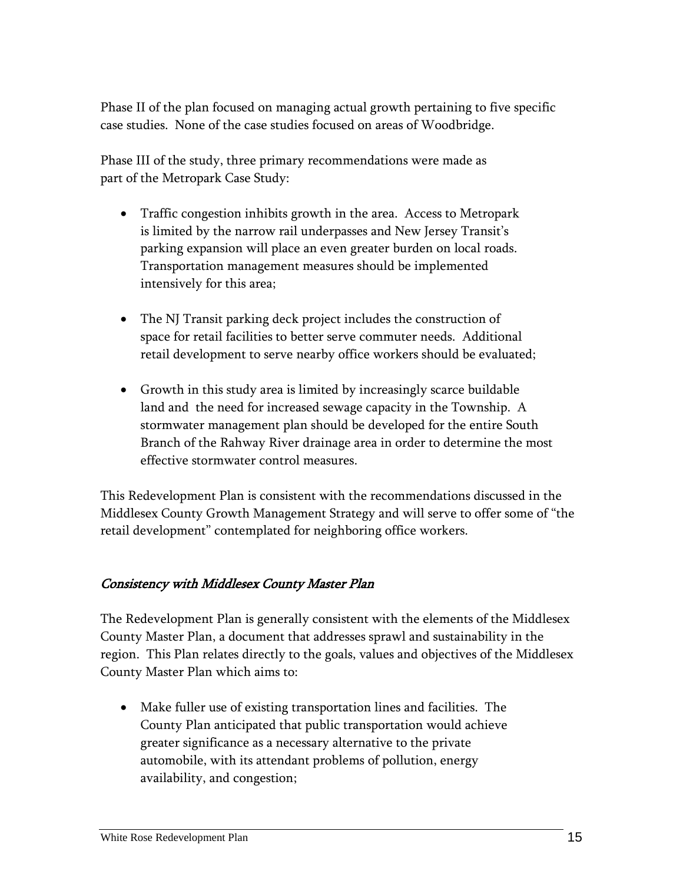Phase II of the plan focused on managing actual growth pertaining to five specific case studies. None of the case studies focused on areas of Woodbridge.

Phase III of the study, three primary recommendations were made as part of the Metropark Case Study:

- Traffic congestion inhibits growth in the area. Access to Metropark is limited by the narrow rail underpasses and New Jersey Transit's parking expansion will place an even greater burden on local roads. Transportation management measures should be implemented intensively for this area;

- The NJ Transit parking deck project includes the construction of space for retail facilities to better serve commuter needs. Additional retail development to serve nearby office workers should be evaluated;

- Growth in this study area is limited by increasingly scarce buildable land and the need for increased sewage capacity in the Township. A stormwater management plan should be developed for the entire South Branch of the Rahway River drainage area in order to determine the most effective stormwater control measures.

This Redevelopment Plan is consistent with the recommendations discussed in the Middlesex County Growth Management Strategy and will serve to offer some of "the retail development" contemplated for neighboring office workers.

### *Consistency with Middlesex County Master Plan*

The Redevelopment Plan is generally consistent with the elements of the Middlesex County Master Plan, a document that addresses sprawl and sustainability in the region. This Plan relates directly to the goals, values and objectives of the Middlesex County Master Plan which aims to:

- Make fuller use of existing transportation lines and facilities. The County Plan anticipated that public transportation would achieve greater significance as a necessary alternative to the private automobile, with its attendant problems of pollution, energy availability, and congestion;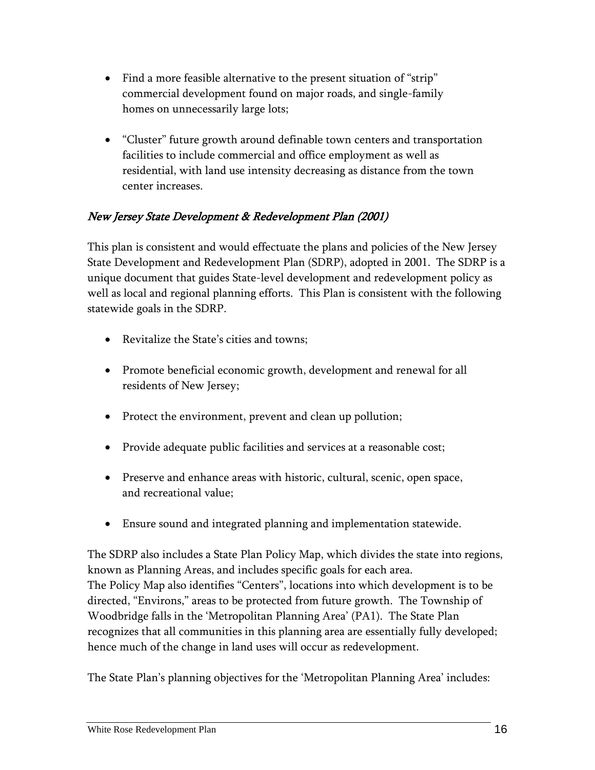- Find a more feasible alternative to the present situation of "strip" commercial development found on major roads, and single-family homes on unnecessarily large lots;

- "Cluster" future growth around definable town centers and transportation facilities to include commercial and office employment as well as residential, with land use intensity decreasing as distance from the town center increases.

### *New Jersey State Development & Redevelopment Plan (2001)*

This plan is consistent and would effectuate the plans and policies of the New Jersey State Development and Redevelopment Plan (SDRP), adopted in 2001. The SDRP is a unique document that guides State-level development and redevelopment policy as well as local and regional planning efforts. This Plan is consistent with the following statewide goals in the SDRP.

- Revitalize the State's cities and towns;

- Promote beneficial economic growth, development and renewal for all residents of New Jersey;

- Protect the environment, prevent and clean up pollution;

- Provide adequate public facilities and services at a reasonable cost;

- Preserve and enhance areas with historic, cultural, scenic, open space, and recreational value;

- Ensure sound and integrated planning and implementation statewide.

The SDRP also includes a State Plan Policy Map, which divides the state into regions, known as Planning Areas, and includes specific goals for each area.
The Policy Map also identifies "Centers", locations into which development is to be directed, "Environs," areas to be protected from future growth. The Township of Woodbridge falls in the 'Metropolitan Planning Area' (PA1). The State Plan recognizes that all communities in this planning area are essentially fully developed; hence much of the change in land uses will occur as redevelopment.

The State Plan's planning objectives for the 'Metropolitan Planning Area' includes: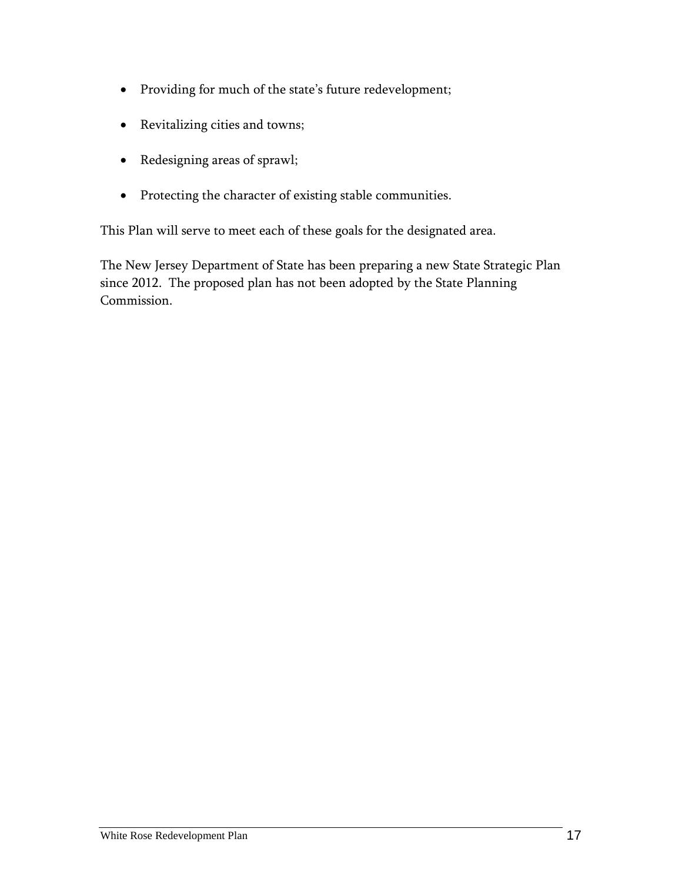- Providing for much of the state's future redevelopment;
- Revitalizing cities and towns;
- Redesigning areas of sprawl;
- Protecting the character of existing stable communities.

This Plan will serve to meet each of these goals for the designated area.

The New Jersey Department of State has been preparing a new State Strategic Plan since 2012. The proposed plan has not been adopted by the State Planning Commission.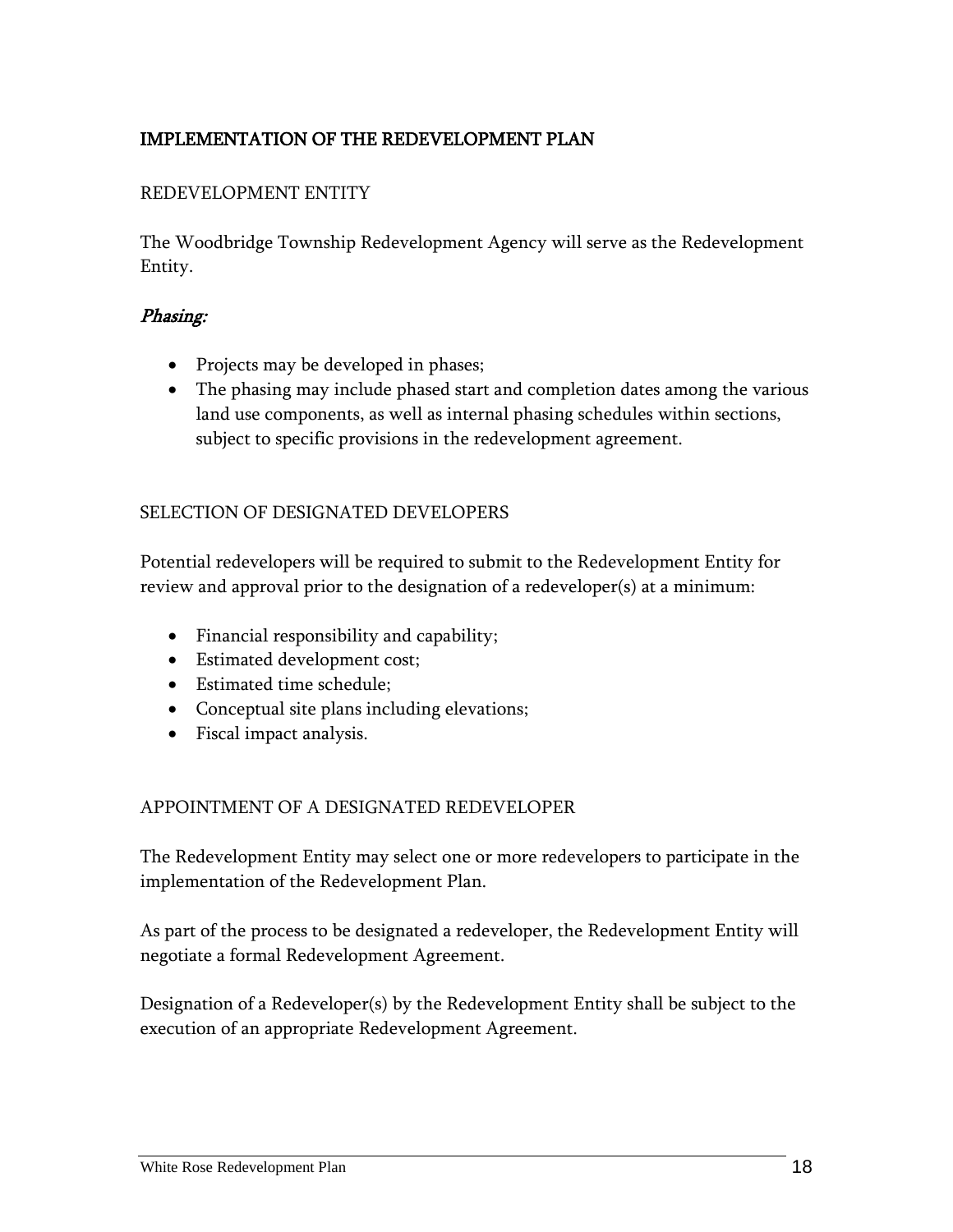## IMPLEMENTATION OF THE REDEVELOPMENT PLAN

### REDEVELOPMENT ENTITY

The Woodbridge Township Redevelopment Agency will serve as the Redevelopment Entity.

#### *Phasing:*

- Projects may be developed in phases;
- The phasing may include phased start and completion dates among the various land use components, as well as internal phasing schedules within sections, subject to specific provisions in the redevelopment agreement.

### SELECTION OF DESIGNATED DEVELOPERS

Potential redevelopers will be required to submit to the Redevelopment Entity for review and approval prior to the designation of a redeveloper(s) at a minimum:

- Financial responsibility and capability;
- Estimated development cost;
- Estimated time schedule;
- Conceptual site plans including elevations;
- Fiscal impact analysis.

### APPOINTMENT OF A DESIGNATED REDEVELOPER

The Redevelopment Entity may select one or more redevelopers to participate in the implementation of the Redevelopment Plan.

As part of the process to be designated a redeveloper, the Redevelopment Entity will negotiate a formal Redevelopment Agreement.

Designation of a Redeveloper(s) by the Redevelopment Entity shall be subject to the execution of an appropriate Redevelopment Agreement.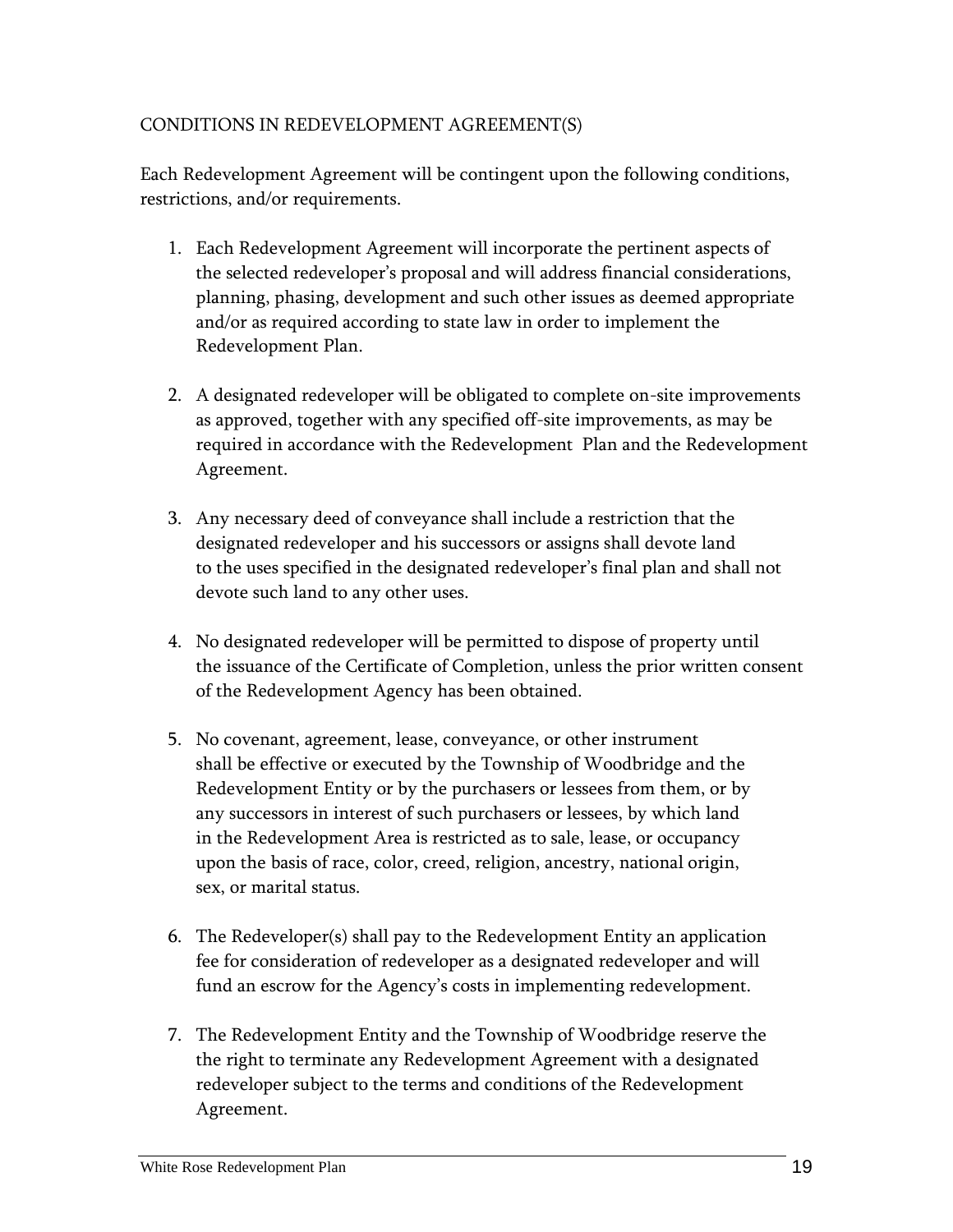## CONDITIONS IN REDEVELOPMENT AGREEMENT(S)

Each Redevelopment Agreement will be contingent upon the following conditions, restrictions, and/or requirements.

1. Each Redevelopment Agreement will incorporate the pertinent aspects of the selected redeveloper's proposal and will address financial considerations, planning, phasing, development and such other issues as deemed appropriate and/or as required according to state law in order to implement the Redevelopment Plan.

2. A designated redeveloper will be obligated to complete on-site improvements as approved, together with any specified off-site improvements, as may be required in accordance with the Redevelopment Plan and the Redevelopment Agreement.

3. Any necessary deed of conveyance shall include a restriction that the designated redeveloper and his successors or assigns shall devote land to the uses specified in the designated redeveloper's final plan and shall not devote such land to any other uses.

4. No designated redeveloper will be permitted to dispose of property until the issuance of the Certificate of Completion, unless the prior written consent of the Redevelopment Agency has been obtained.

5. No covenant, agreement, lease, conveyance, or other instrument shall be effective or executed by the Township of Woodbridge and the Redevelopment Entity or by the purchasers or lessees from them, or by any successors in interest of such purchasers or lessees, by which land in the Redevelopment Area is restricted as to sale, lease, or occupancy upon the basis of race, color, creed, religion, ancestry, national origin, sex, or marital status.

6. The Redeveloper(s) shall pay to the Redevelopment Entity an application fee for consideration of redeveloper as a designated redeveloper and will fund an escrow for the Agency's costs in implementing redevelopment.

7. The Redevelopment Entity and the Township of Woodbridge reserve the the right to terminate any Redevelopment Agreement with a designated redeveloper subject to the terms and conditions of the Redevelopment Agreement.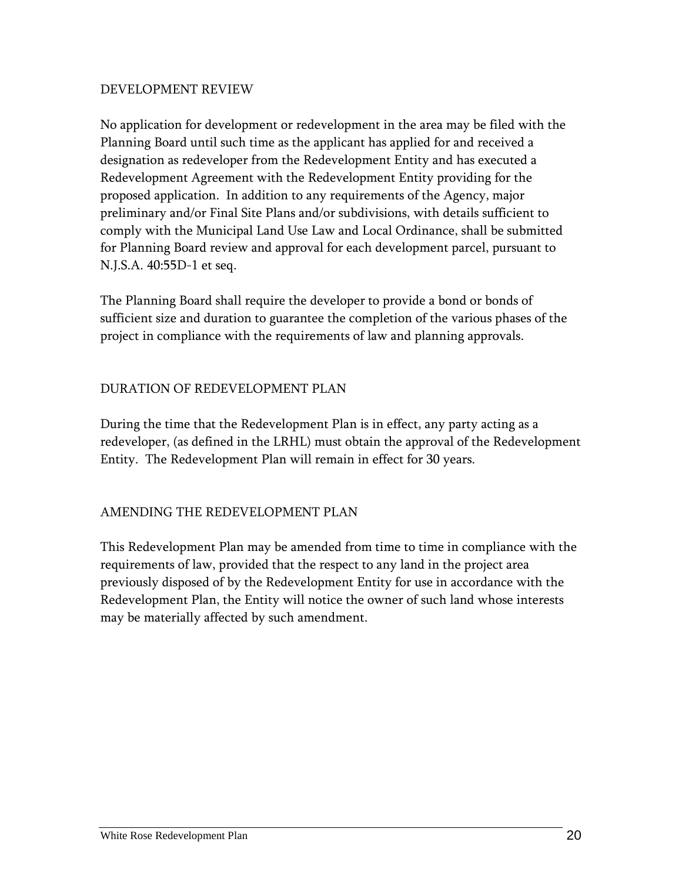## DEVELOPMENT REVIEW

No application for development or redevelopment in the area may be filed with the Planning Board until such time as the applicant has applied for and received a designation as redeveloper from the Redevelopment Entity and has executed a Redevelopment Agreement with the Redevelopment Entity providing for the proposed application. In addition to any requirements of the Agency, major preliminary and/or Final Site Plans and/or subdivisions, with details sufficient to comply with the Municipal Land Use Law and Local Ordinance, shall be submitted for Planning Board review and approval for each development parcel, pursuant to N.J.S.A. 40:55D-1 et seq.

The Planning Board shall require the developer to provide a bond or bonds of sufficient size and duration to guarantee the completion of the various phases of the project in compliance with the requirements of law and planning approvals.

## DURATION OF REDEVELOPMENT PLAN

During the time that the Redevelopment Plan is in effect, any party acting as a redeveloper, (as defined in the LRHL) must obtain the approval of the Redevelopment Entity. The Redevelopment Plan will remain in effect for 30 years.

## AMENDING THE REDEVELOPMENT PLAN

This Redevelopment Plan may be amended from time to time in compliance with the requirements of law, provided that the respect to any land in the project area previously disposed of by the Redevelopment Entity for use in accordance with the Redevelopment Plan, the Entity will notice the owner of such land whose interests may be materially affected by such amendment.